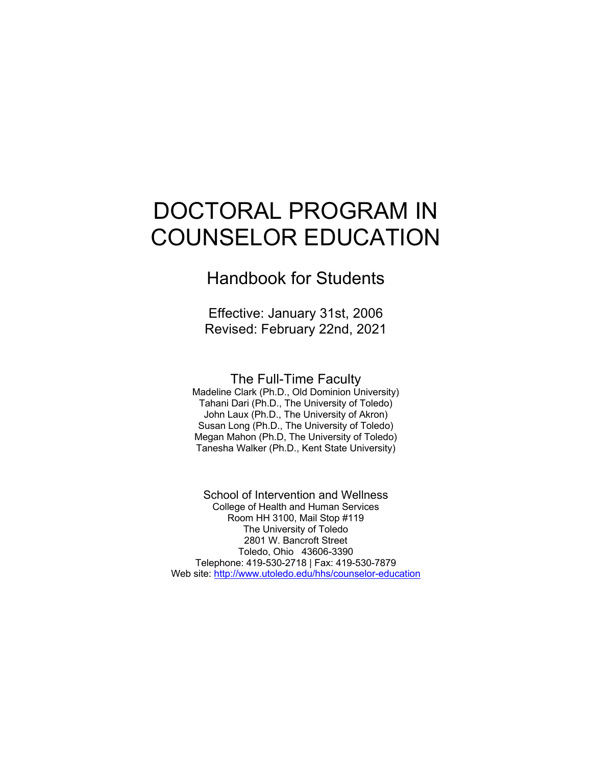# DOCTORAL PROGRAM IN COUNSELOR EDUCATION

## Handbook for Students

Effective: January 31st, 2006
Revised: February 22nd, 2021

### The Full-Time Faculty

Madeline Clark (Ph.D., Old Dominion University)
Tahani Dari (Ph.D., The University of Toledo)
John Laux (Ph.D., The University of Akron)
Susan Long (Ph.D., The University of Toledo)
Megan Mahon (Ph.D, The University of Toledo)
Tanesha Walker (Ph.D., Kent State University)

### School of Intervention and Wellness

College of Health and Human Services
Room HH 3100, Mail Stop #119
The University of Toledo
2801 W. Bancroft Street
Toledo, Ohio 43606-3390
Telephone: 419-530-2718 | Fax: 419-530-7879
Web site: [http://www.utoledo.edu/hhs/counselor-education](http://www.utoledo.edu/hhs/counselor-education)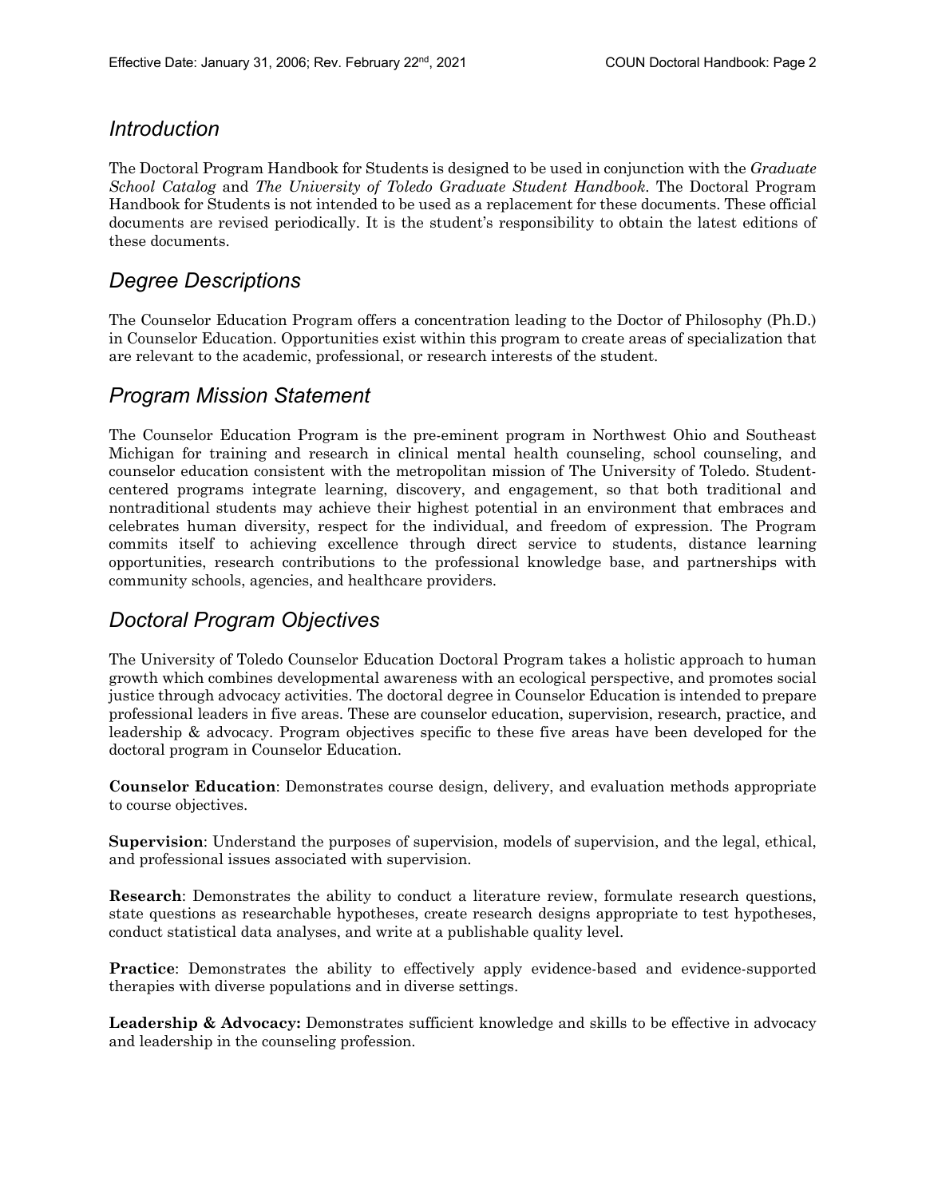## *Introduction*

The Doctoral Program Handbook for Students is designed to be used in conjunction with the *Graduate School Catalog* and *The University of Toledo Graduate Student Handbook*. The Doctoral Program Handbook for Students is not intended to be used as a replacement for these documents. These official documents are revised periodically. It is the student's responsibility to obtain the latest editions of these documents.

## *Degree Descriptions*

The Counselor Education Program offers a concentration leading to the Doctor of Philosophy (Ph.D.) in Counselor Education. Opportunities exist within this program to create areas of specialization that are relevant to the academic, professional, or research interests of the student.

## *Program Mission Statement*

The Counselor Education Program is the pre-eminent program in Northwest Ohio and Southeast Michigan for training and research in clinical mental health counseling, school counseling, and counselor education consistent with the metropolitan mission of The University of Toledo. Student-centered programs integrate learning, discovery, and engagement, so that both traditional and nontraditional students may achieve their highest potential in an environment that embraces and celebrates human diversity, respect for the individual, and freedom of expression. The Program commits itself to achieving excellence through direct service to students, distance learning opportunities, research contributions to the professional knowledge base, and partnerships with community schools, agencies, and healthcare providers.

## *Doctoral Program Objectives*

The University of Toledo Counselor Education Doctoral Program takes a holistic approach to human growth which combines developmental awareness with an ecological perspective, and promotes social justice through advocacy activities. The doctoral degree in Counselor Education is intended to prepare professional leaders in five areas. These are counselor education, supervision, research, practice, and leadership & advocacy. Program objectives specific to these five areas have been developed for the doctoral program in Counselor Education.

**Counselor Education**: Demonstrates course design, delivery, and evaluation methods appropriate to course objectives.

**Supervision**: Understand the purposes of supervision, models of supervision, and the legal, ethical, and professional issues associated with supervision.

**Research**: Demonstrates the ability to conduct a literature review, formulate research questions, state questions as researchable hypotheses, create research designs appropriate to test hypotheses, conduct statistical data analyses, and write at a publishable quality level.

**Practice**: Demonstrates the ability to effectively apply evidence-based and evidence-supported therapies with diverse populations and in diverse settings.

**Leadership & Advocacy:** Demonstrates sufficient knowledge and skills to be effective in advocacy and leadership in the counseling profession.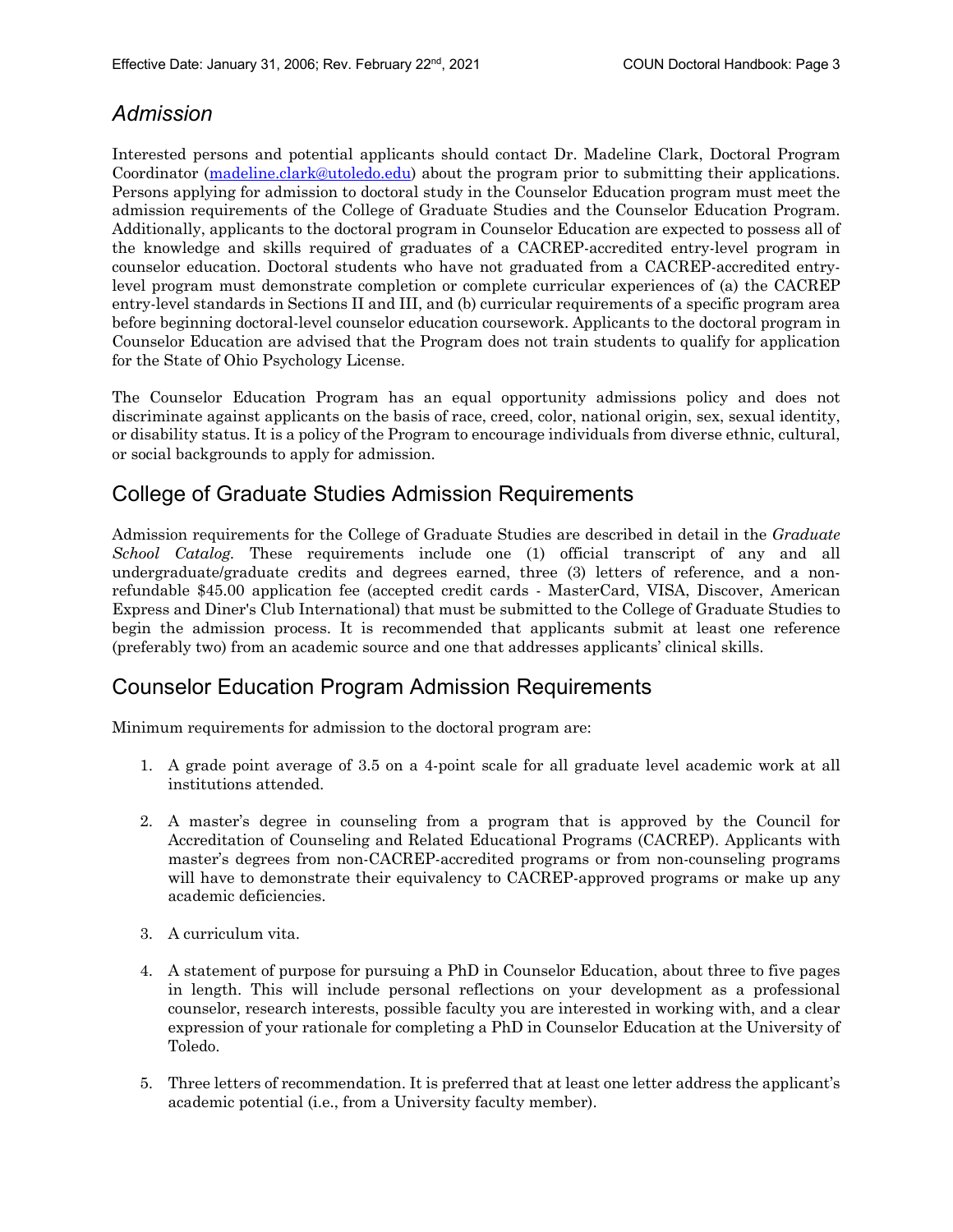## *Admission*

Interested persons and potential applicants should contact Dr. Madeline Clark, Doctoral Program Coordinator (madeline.clark@utoledo.edu) about the program prior to submitting their applications. Persons applying for admission to doctoral study in the Counselor Education program must meet the admission requirements of the College of Graduate Studies and the Counselor Education Program. Additionally, applicants to the doctoral program in Counselor Education are expected to possess all of the knowledge and skills required of graduates of a CACREP-accredited entry-level program in counselor education. Doctoral students who have not graduated from a CACREP-accredited entry-level program must demonstrate completion or complete curricular experiences of (a) the CACREP entry-level standards in Sections II and III, and (b) curricular requirements of a specific program area before beginning doctoral-level counselor education coursework. Applicants to the doctoral program in Counselor Education are advised that the Program does not train students to qualify for application for the State of Ohio Psychology License.

The Counselor Education Program has an equal opportunity admissions policy and does not discriminate against applicants on the basis of race, creed, color, national origin, sex, sexual identity, or disability status. It is a policy of the Program to encourage individuals from diverse ethnic, cultural, or social backgrounds to apply for admission.

## College of Graduate Studies Admission Requirements

Admission requirements for the College of Graduate Studies are described in detail in the *Graduate School Catalog.* These requirements include one (1) official transcript of any and all undergraduate/graduate credits and degrees earned, three (3) letters of reference, and a non-refundable $45.00 application fee (accepted credit cards - MasterCard, VISA, Discover, American Express and Diner's Club International) that must be submitted to the College of Graduate Studies to begin the admission process. It is recommended that applicants submit at least one reference (preferably two) from an academic source and one that addresses applicants' clinical skills.

## Counselor Education Program Admission Requirements

Minimum requirements for admission to the doctoral program are:

1. A grade point average of 3.5 on a 4-point scale for all graduate level academic work at all institutions attended.

2. A master's degree in counseling from a program that is approved by the Council for Accreditation of Counseling and Related Educational Programs (CACREP). Applicants with master's degrees from non-CACREP-accredited programs or from non-counseling programs will have to demonstrate their equivalency to CACREP-approved programs or make up any academic deficiencies.

3. A curriculum vita.

4. A statement of purpose for pursuing a PhD in Counselor Education, about three to five pages in length. This will include personal reflections on your development as a professional counselor, research interests, possible faculty you are interested in working with, and a clear expression of your rationale for completing a PhD in Counselor Education at the University of Toledo.

5. Three letters of recommendation. It is preferred that at least one letter address the applicant's academic potential (i.e., from a University faculty member).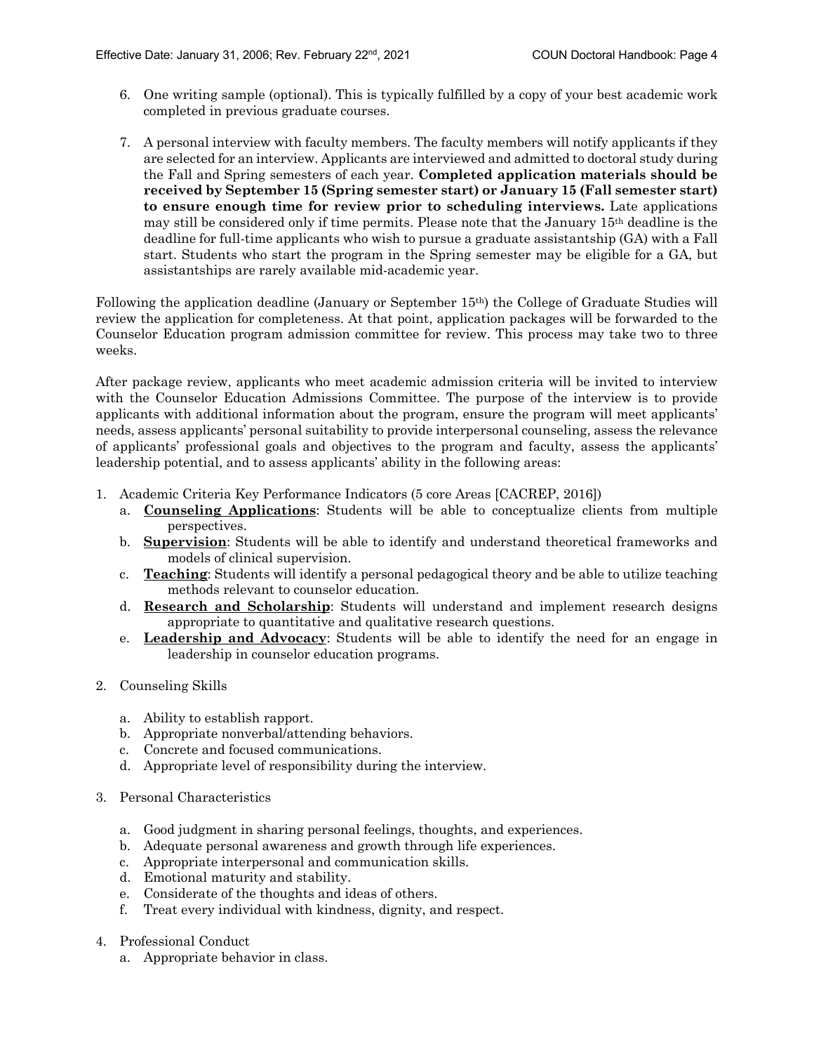6. One writing sample (optional). This is typically fulfilled by a copy of your best academic work completed in previous graduate courses.

7. A personal interview with faculty members. The faculty members will notify applicants if they are selected for an interview. Applicants are interviewed and admitted to doctoral study during the Fall and Spring semesters of each year. **Completed application materials should be received by September 15 (Spring semester start) or January 15 (Fall semester start) to ensure enough time for review prior to scheduling interviews.** Late applications may still be considered only if time permits. Please note that the January 15th deadline is the deadline for full-time applicants who wish to pursue a graduate assistantship (GA) with a Fall start. Students who start the program in the Spring semester may be eligible for a GA, but assistantships are rarely available mid-academic year.

Following the application deadline (January or September 15th) the College of Graduate Studies will review the application for completeness. At that point, application packages will be forwarded to the Counselor Education program admission committee for review. This process may take two to three weeks.

After package review, applicants who meet academic admission criteria will be invited to interview with the Counselor Education Admissions Committee. The purpose of the interview is to provide applicants with additional information about the program, ensure the program will meet applicants' needs, assess applicants' personal suitability to provide interpersonal counseling, assess the relevance of applicants' professional goals and objectives to the program and faculty, assess the applicants' leadership potential, and to assess applicants' ability in the following areas:

1. Academic Criteria Key Performance Indicators (5 core Areas [CACREP, 2016])
   a. **<u>Counseling Applications</u>**: Students will be able to conceptualize clients from multiple perspectives.
   b. **<u>Supervision</u>**: Students will be able to identify and understand theoretical frameworks and models of clinical supervision.
   c. **<u>Teaching</u>**: Students will identify a personal pedagogical theory and be able to utilize teaching methods relevant to counselor education.
   d. **<u>Research and Scholarship</u>**: Students will understand and implement research designs appropriate to quantitative and qualitative research questions.
   e. **<u>Leadership and Advocacy</u>**: Students will be able to identify the need for an engage in leadership in counselor education programs.

2. Counseling Skills

   a. Ability to establish rapport.
   b. Appropriate nonverbal/attending behaviors.
   c. Concrete and focused communications.
   d. Appropriate level of responsibility during the interview.

3. Personal Characteristics

   a. Good judgment in sharing personal feelings, thoughts, and experiences.
   b. Adequate personal awareness and growth through life experiences.
   c. Appropriate interpersonal and communication skills.
   d. Emotional maturity and stability.
   e. Considerate of the thoughts and ideas of others.
   f. Treat every individual with kindness, dignity, and respect.

4. Professional Conduct
   a. Appropriate behavior in class.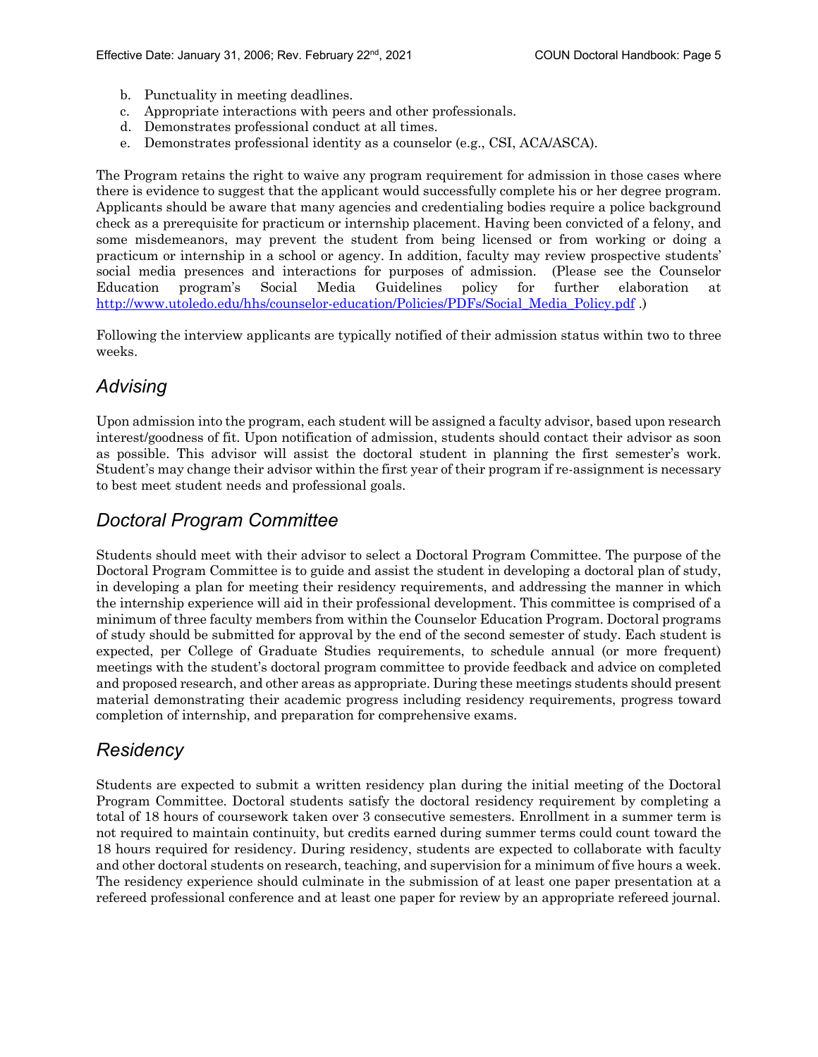b. Punctuality in meeting deadlines.
c. Appropriate interactions with peers and other professionals.
d. Demonstrates professional conduct at all times.
e. Demonstrates professional identity as a counselor (e.g., CSI, ACA/ASCA).

The Program retains the right to waive any program requirement for admission in those cases where there is evidence to suggest that the applicant would successfully complete his or her degree program. Applicants should be aware that many agencies and credentialing bodies require a police background check as a prerequisite for practicum or internship placement. Having been convicted of a felony, and some misdemeanors, may prevent the student from being licensed or from working or doing a practicum or internship in a school or agency. In addition, faculty may review prospective students' social media presences and interactions for purposes of admission. (Please see the Counselor Education program's Social Media Guidelines policy for further elaboration at [http://www.utoledo.edu/hhs/counselor-education/Policies/PDFs/Social_Media_Policy.pdf](http://www.utoledo.edu/hhs/counselor-education/Policies/PDFs/Social_Media_Policy.pdf) .)

Following the interview applicants are typically notified of their admission status within two to three weeks.

## *Advising*

Upon admission into the program, each student will be assigned a faculty advisor, based upon research interest/goodness of fit. Upon notification of admission, students should contact their advisor as soon as possible. This advisor will assist the doctoral student in planning the first semester's work. Student's may change their advisor within the first year of their program if re-assignment is necessary to best meet student needs and professional goals.

## *Doctoral Program Committee*

Students should meet with their advisor to select a Doctoral Program Committee. The purpose of the Doctoral Program Committee is to guide and assist the student in developing a doctoral plan of study, in developing a plan for meeting their residency requirements, and addressing the manner in which the internship experience will aid in their professional development. This committee is comprised of a minimum of three faculty members from within the Counselor Education Program. Doctoral programs of study should be submitted for approval by the end of the second semester of study. Each student is expected, per College of Graduate Studies requirements, to schedule annual (or more frequent) meetings with the student's doctoral program committee to provide feedback and advice on completed and proposed research, and other areas as appropriate. During these meetings students should present material demonstrating their academic progress including residency requirements, progress toward completion of internship, and preparation for comprehensive exams.

## *Residency*

Students are expected to submit a written residency plan during the initial meeting of the Doctoral Program Committee. Doctoral students satisfy the doctoral residency requirement by completing a total of 18 hours of coursework taken over 3 consecutive semesters. Enrollment in a summer term is not required to maintain continuity, but credits earned during summer terms could count toward the 18 hours required for residency. During residency, students are expected to collaborate with faculty and other doctoral students on research, teaching, and supervision for a minimum of five hours a week. The residency experience should culminate in the submission of at least one paper presentation at a refereed professional conference and at least one paper for review by an appropriate refereed journal.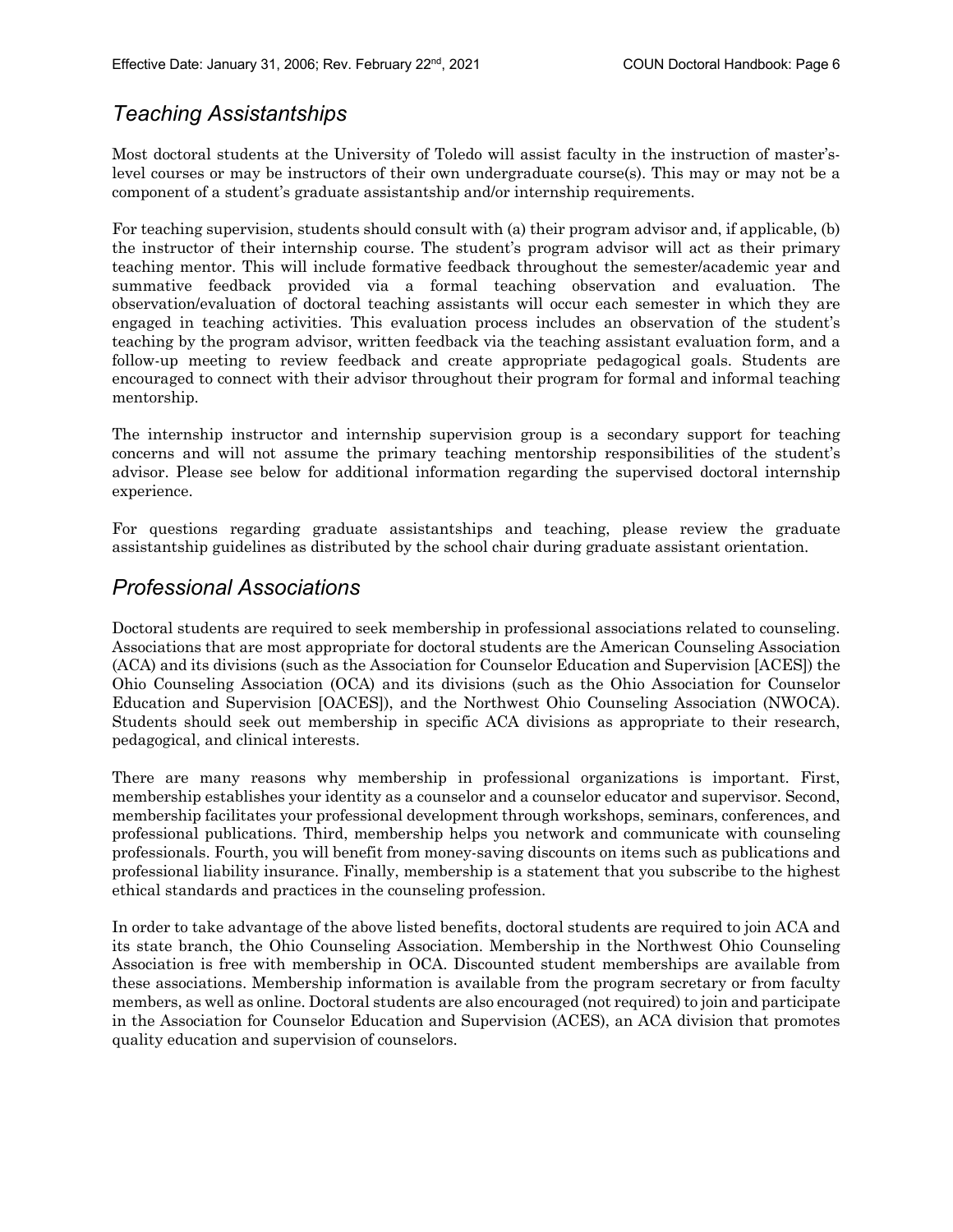## *Teaching Assistantships*

Most doctoral students at the University of Toledo will assist faculty in the instruction of master's-level courses or may be instructors of their own undergraduate course(s). This may or may not be a component of a student's graduate assistantship and/or internship requirements.

For teaching supervision, students should consult with (a) their program advisor and, if applicable, (b) the instructor of their internship course. The student's program advisor will act as their primary teaching mentor. This will include formative feedback throughout the semester/academic year and summative feedback provided via a formal teaching observation and evaluation. The observation/evaluation of doctoral teaching assistants will occur each semester in which they are engaged in teaching activities. This evaluation process includes an observation of the student's teaching by the program advisor, written feedback via the teaching assistant evaluation form, and a follow-up meeting to review feedback and create appropriate pedagogical goals. Students are encouraged to connect with their advisor throughout their program for formal and informal teaching mentorship.

The internship instructor and internship supervision group is a secondary support for teaching concerns and will not assume the primary teaching mentorship responsibilities of the student's advisor. Please see below for additional information regarding the supervised doctoral internship experience.

For questions regarding graduate assistantships and teaching, please review the graduate assistantship guidelines as distributed by the school chair during graduate assistant orientation.

## *Professional Associations*

Doctoral students are required to seek membership in professional associations related to counseling. Associations that are most appropriate for doctoral students are the American Counseling Association (ACA) and its divisions (such as the Association for Counselor Education and Supervision [ACES]) the Ohio Counseling Association (OCA) and its divisions (such as the Ohio Association for Counselor Education and Supervision [OACES]), and the Northwest Ohio Counseling Association (NWOCA). Students should seek out membership in specific ACA divisions as appropriate to their research, pedagogical, and clinical interests.

There are many reasons why membership in professional organizations is important. First, membership establishes your identity as a counselor and a counselor educator and supervisor. Second, membership facilitates your professional development through workshops, seminars, conferences, and professional publications. Third, membership helps you network and communicate with counseling professionals. Fourth, you will benefit from money-saving discounts on items such as publications and professional liability insurance. Finally, membership is a statement that you subscribe to the highest ethical standards and practices in the counseling profession.

In order to take advantage of the above listed benefits, doctoral students are required to join ACA and its state branch, the Ohio Counseling Association. Membership in the Northwest Ohio Counseling Association is free with membership in OCA. Discounted student memberships are available from these associations. Membership information is available from the program secretary or from faculty members, as well as online. Doctoral students are also encouraged (not required) to join and participate in the Association for Counselor Education and Supervision (ACES), an ACA division that promotes quality education and supervision of counselors.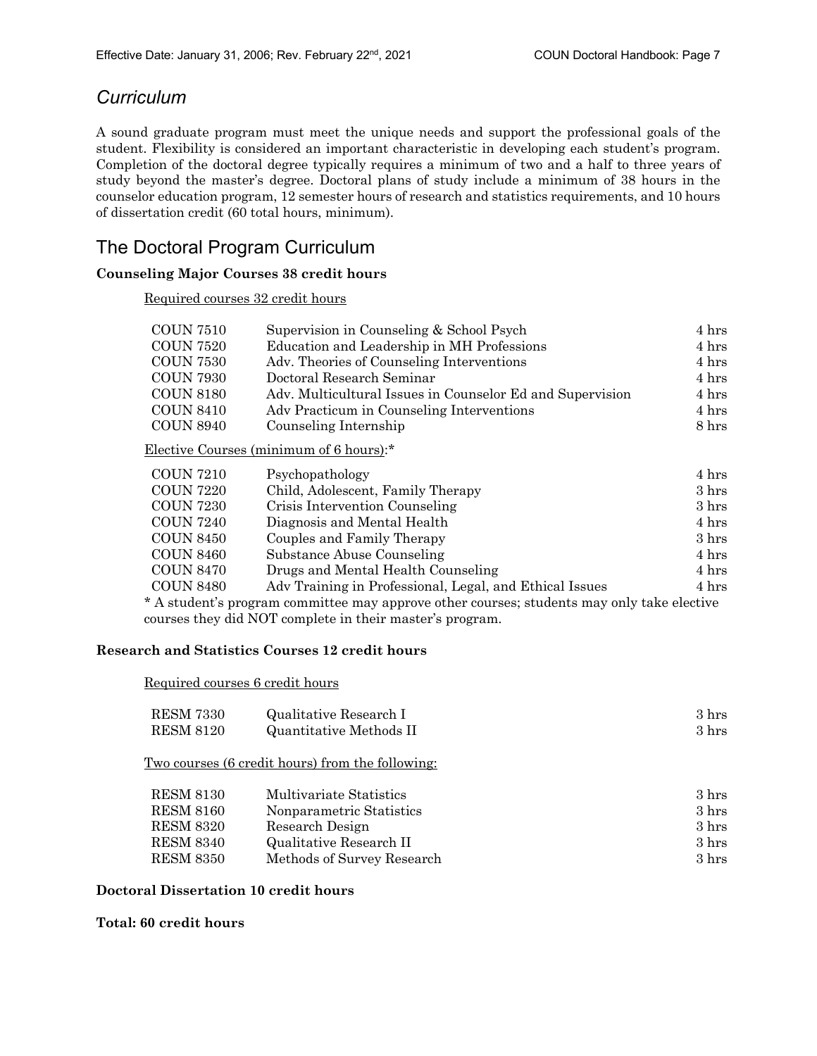## *Curriculum*

A sound graduate program must meet the unique needs and support the professional goals of the student. Flexibility is considered an important characteristic in developing each student's program. Completion of the doctoral degree typically requires a minimum of two and a half to three years of study beyond the master's degree. Doctoral plans of study include a minimum of 38 hours in the counselor education program, 12 semester hours of research and statistics requirements, and 10 hours of dissertation credit (60 total hours, minimum).

## The Doctoral Program Curriculum

**Counseling Major Courses 38 credit hours**

Required courses 32 credit hours

| | | |
|---|---|---|
| COUN 7510 | Supervision in Counseling & School Psych | 4 hrs |
| COUN 7520 | Education and Leadership in MH Professions | 4 hrs |
| COUN 7530 | Adv. Theories of Counseling Interventions | 4 hrs |
| COUN 7930 | Doctoral Research Seminar | 4 hrs |
| COUN 8180 | Adv. Multicultural Issues in Counselor Ed and Supervision | 4 hrs |
| COUN 8410 | Adv Practicum in Counseling Interventions | 4 hrs |
| COUN 8940 | Counseling Internship | 8 hrs |

Elective Courses (minimum of 6 hours):*

| | | |
|---|---|---|
| COUN 7210 | Psychopathology | 4 hrs |
| COUN 7220 | Child, Adolescent, Family Therapy | 3 hrs |
| COUN 7230 | Crisis Intervention Counseling | 3 hrs |
| COUN 7240 | Diagnosis and Mental Health | 4 hrs |
| COUN 8450 | Couples and Family Therapy | 3 hrs |
| COUN 8460 | Substance Abuse Counseling | 4 hrs |
| COUN 8470 | Drugs and Mental Health Counseling | 4 hrs |
| COUN 8480 | Adv Training in Professional, Legal, and Ethical Issues | 4 hrs |

* A student's program committee may approve other courses; students may only take elective courses they did NOT complete in their master's program.

**Research and Statistics Courses 12 credit hours**

Required courses 6 credit hours

| | | |
|---|---|---|
| RESM 7330 | Qualitative Research I | 3 hrs |
| RESM 8120 | Quantitative Methods II | 3 hrs |

Two courses (6 credit hours) from the following:

| | | |
|---|---|---|
| RESM 8130 | Multivariate Statistics | 3 hrs |
| RESM 8160 | Nonparametric Statistics | 3 hrs |
| RESM 8320 | Research Design | 3 hrs |
| RESM 8340 | Qualitative Research II | 3 hrs |
| RESM 8350 | Methods of Survey Research | 3 hrs |

**Doctoral Dissertation 10 credit hours**

**Total: 60 credit hours**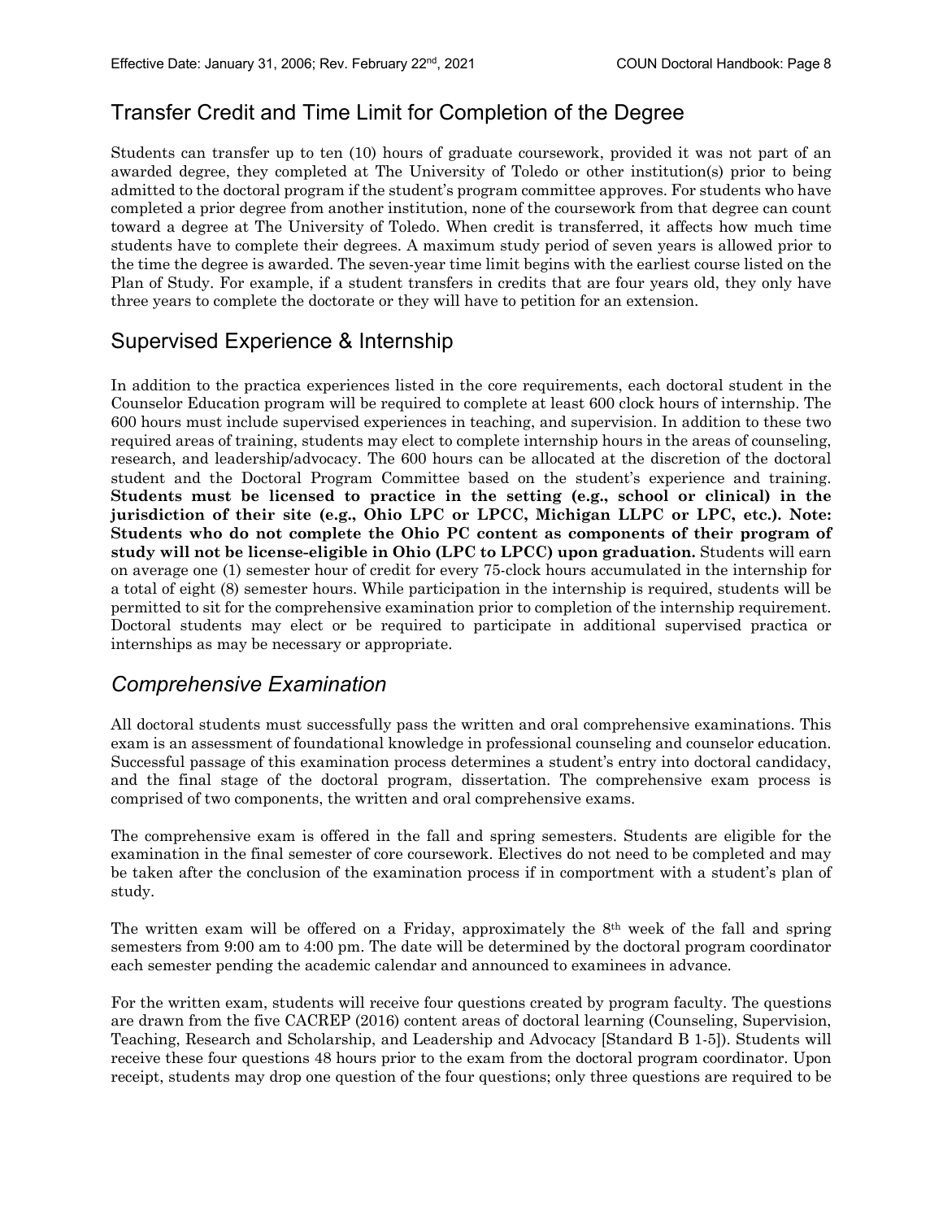## Transfer Credit and Time Limit for Completion of the Degree

Students can transfer up to ten (10) hours of graduate coursework, provided it was not part of an awarded degree, they completed at The University of Toledo or other institution(s) prior to being admitted to the doctoral program if the student's program committee approves. For students who have completed a prior degree from another institution, none of the coursework from that degree can count toward a degree at The University of Toledo. When credit is transferred, it affects how much time students have to complete their degrees. A maximum study period of seven years is allowed prior to the time the degree is awarded. The seven-year time limit begins with the earliest course listed on the Plan of Study. For example, if a student transfers in credits that are four years old, they only have three years to complete the doctorate or they will have to petition for an extension.

## Supervised Experience & Internship

In addition to the practica experiences listed in the core requirements, each doctoral student in the Counselor Education program will be required to complete at least 600 clock hours of internship. The 600 hours must include supervised experiences in teaching, and supervision. In addition to these two required areas of training, students may elect to complete internship hours in the areas of counseling, research, and leadership/advocacy. The 600 hours can be allocated at the discretion of the doctoral student and the Doctoral Program Committee based on the student's experience and training. **Students must be licensed to practice in the setting (e.g., school or clinical) in the jurisdiction of their site (e.g., Ohio LPC or LPCC, Michigan LLPC or LPC, etc.). Note: Students who do not complete the Ohio PC content as components of their program of study will not be license-eligible in Ohio (LPC to LPCC) upon graduation.** Students will earn on average one (1) semester hour of credit for every 75-clock hours accumulated in the internship for a total of eight (8) semester hours. While participation in the internship is required, students will be permitted to sit for the comprehensive examination prior to completion of the internship requirement. Doctoral students may elect or be required to participate in additional supervised practica or internships as may be necessary or appropriate.

## *Comprehensive Examination*

All doctoral students must successfully pass the written and oral comprehensive examinations. This exam is an assessment of foundational knowledge in professional counseling and counselor education. Successful passage of this examination process determines a student's entry into doctoral candidacy, and the final stage of the doctoral program, dissertation. The comprehensive exam process is comprised of two components, the written and oral comprehensive exams.

The comprehensive exam is offered in the fall and spring semesters. Students are eligible for the examination in the final semester of core coursework. Electives do not need to be completed and may be taken after the conclusion of the examination process if in comportment with a student's plan of study.

The written exam will be offered on a Friday, approximately the 8th week of the fall and spring semesters from 9:00 am to 4:00 pm. The date will be determined by the doctoral program coordinator each semester pending the academic calendar and announced to examinees in advance.

For the written exam, students will receive four questions created by program faculty. The questions are drawn from the five CACREP (2016) content areas of doctoral learning (Counseling, Supervision, Teaching, Research and Scholarship, and Leadership and Advocacy [Standard B 1-5]). Students will receive these four questions 48 hours prior to the exam from the doctoral program coordinator. Upon receipt, students may drop one question of the four questions; only three questions are required to be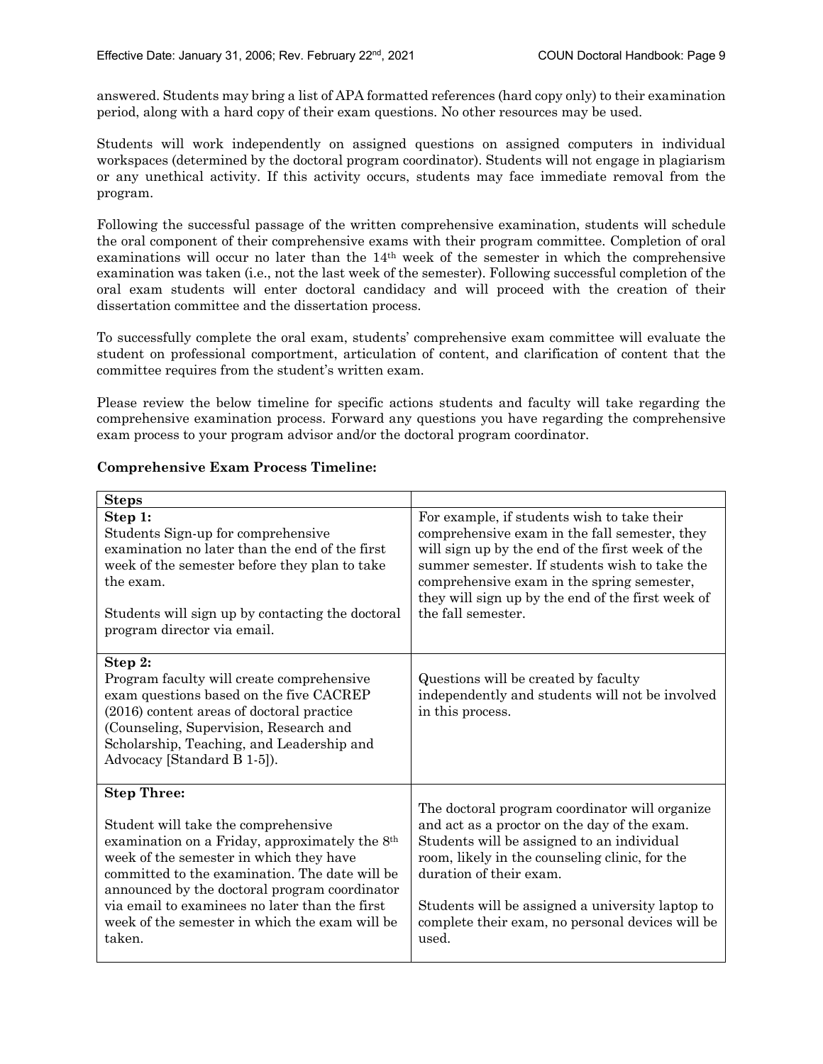answered. Students may bring a list of APA formatted references (hard copy only) to their examination period, along with a hard copy of their exam questions. No other resources may be used.

Students will work independently on assigned questions on assigned computers in individual workspaces (determined by the doctoral program coordinator). Students will not engage in plagiarism or any unethical activity. If this activity occurs, students may face immediate removal from the program.

Following the successful passage of the written comprehensive examination, students will schedule the oral component of their comprehensive exams with their program committee. Completion of oral examinations will occur no later than the 14th week of the semester in which the comprehensive examination was taken (i.e., not the last week of the semester). Following successful completion of the oral exam students will enter doctoral candidacy and will proceed with the creation of their dissertation committee and the dissertation process.

To successfully complete the oral exam, students' comprehensive exam committee will evaluate the student on professional comportment, articulation of content, and clarification of content that the committee requires from the student's written exam.

Please review the below timeline for specific actions students and faculty will take regarding the comprehensive examination process. Forward any questions you have regarding the comprehensive exam process to your program advisor and/or the doctoral program coordinator.

**Comprehensive Exam Process Timeline:**

| **Steps** | |
|---|---|
| **Step 1:**<br>Students Sign-up for comprehensive examination no later than the end of the first week of the semester before they plan to take the exam.<br><br>Students will sign up by contacting the doctoral program director via email. | For example, if students wish to take their comprehensive exam in the fall semester, they will sign up by the end of the first week of the summer semester. If students wish to take the comprehensive exam in the spring semester, they will sign up by the end of the first week of the fall semester. |
| **Step 2:**<br>Program faculty will create comprehensive exam questions based on the five CACREP (2016) content areas of doctoral practice (Counseling, Supervision, Research and Scholarship, Teaching, and Leadership and Advocacy [Standard B 1-5]). | Questions will be created by faculty independently and students will not be involved in this process. |
| **Step Three:**<br><br>Student will take the comprehensive examination on a Friday, approximately the 8th week of the semester in which they have committed to the examination. The date will be announced by the doctoral program coordinator via email to examinees no later than the first week of the semester in which the exam will be taken. | The doctoral program coordinator will organize and act as a proctor on the day of the exam. Students will be assigned to an individual room, likely in the counseling clinic, for the duration of their exam.<br><br>Students will be assigned a university laptop to complete their exam, no personal devices will be used. |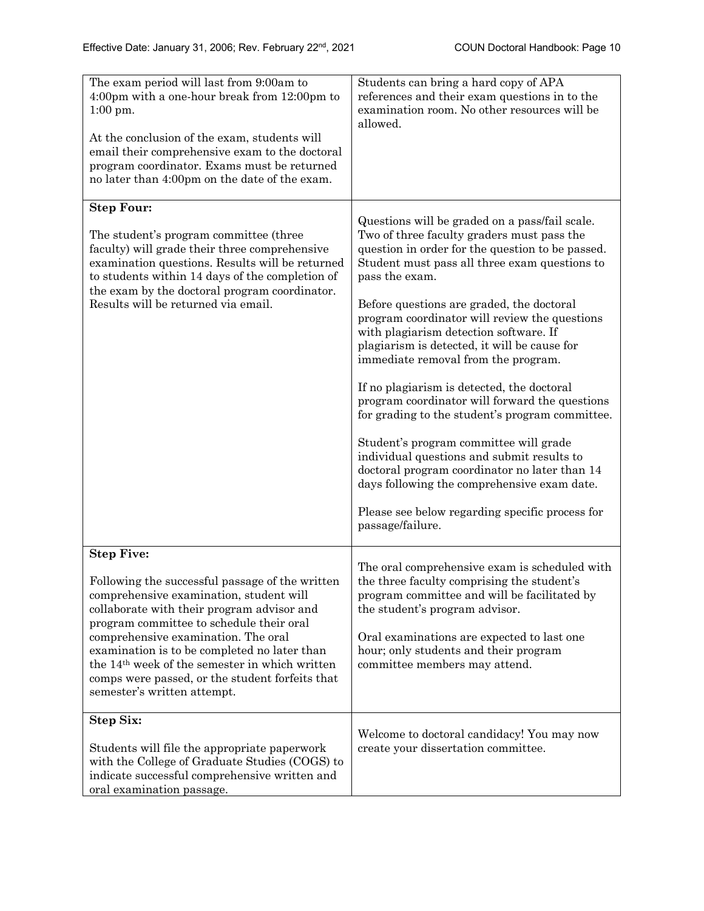| | |
|---|---|
| The exam period will last from 9:00am to 4:00pm with a one-hour break from 12:00pm to 1:00 pm.<br><br>At the conclusion of the exam, students will email their comprehensive exam to the doctoral program coordinator. Exams must be returned no later than 4:00pm on the date of the exam. | Students can bring a hard copy of APA references and their exam questions in to the examination room. No other resources will be allowed. |
| **Step Four:**<br><br>The student's program committee (three faculty) will grade their three comprehensive examination questions. Results will be returned to students within 14 days of the completion of the exam by the doctoral program coordinator. Results will be returned via email. | Questions will be graded on a pass/fail scale. Two of three faculty graders must pass the question in order for the question to be passed. Student must pass all three exam questions to pass the exam.<br><br>Before questions are graded, the doctoral program coordinator will review the questions with plagiarism detection software. If plagiarism is detected, it will be cause for immediate removal from the program.<br><br>If no plagiarism is detected, the doctoral program coordinator will forward the questions for grading to the student's program committee.<br><br>Student's program committee will grade individual questions and submit results to doctoral program coordinator no later than 14 days following the comprehensive exam date.<br><br>Please see below regarding specific process for passage/failure. |
| **Step Five:**<br><br>Following the successful passage of the written comprehensive examination, student will collaborate with their program advisor and program committee to schedule their oral comprehensive examination. The oral examination is to be completed no later than the 14th week of the semester in which written comps were passed, or the student forfeits that semester's written attempt. | The oral comprehensive exam is scheduled with the three faculty comprising the student's program committee and will be facilitated by the student's program advisor.<br><br>Oral examinations are expected to last one hour; only students and their program committee members may attend. |
| **Step Six:**<br><br>Students will file the appropriate paperwork with the College of Graduate Studies (COGS) to indicate successful comprehensive written and oral examination passage. | Welcome to doctoral candidacy! You may now create your dissertation committee. |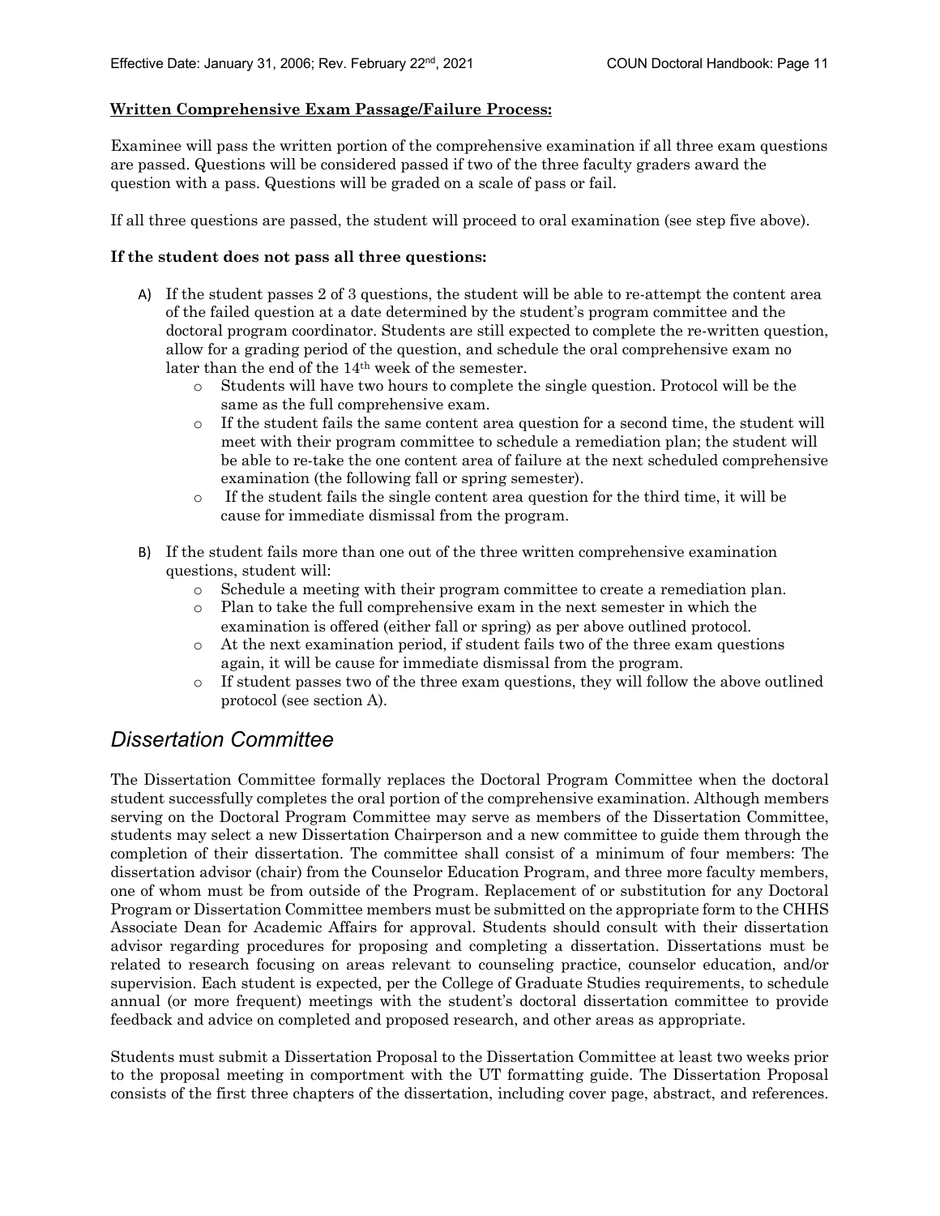**Written Comprehensive Exam Passage/Failure Process:**

Examinee will pass the written portion of the comprehensive examination if all three exam questions are passed. Questions will be considered passed if two of the three faculty graders award the question with a pass. Questions will be graded on a scale of pass or fail.

If all three questions are passed, the student will proceed to oral examination (see step five above).

**If the student does not pass all three questions:**

A) If the student passes 2 of 3 questions, the student will be able to re-attempt the content area of the failed question at a date determined by the student's program committee and the doctoral program coordinator. Students are still expected to complete the re-written question, allow for a grading period of the question, and schedule the oral comprehensive exam no later than the end of the 14th week of the semester.
   - Students will have two hours to complete the single question. Protocol will be the same as the full comprehensive exam.
   - If the student fails the same content area question for a second time, the student will meet with their program committee to schedule a remediation plan; the student will be able to re-take the one content area of failure at the next scheduled comprehensive examination (the following fall or spring semester).
   - If the student fails the single content area question for the third time, it will be cause for immediate dismissal from the program.

B) If the student fails more than one out of the three written comprehensive examination questions, student will:
   - Schedule a meeting with their program committee to create a remediation plan.
   - Plan to take the full comprehensive exam in the next semester in which the examination is offered (either fall or spring) as per above outlined protocol.
   - At the next examination period, if student fails two of the three exam questions again, it will be cause for immediate dismissal from the program.
   - If student passes two of the three exam questions, they will follow the above outlined protocol (see section A).

## *Dissertation Committee*

The Dissertation Committee formally replaces the Doctoral Program Committee when the doctoral student successfully completes the oral portion of the comprehensive examination. Although members serving on the Doctoral Program Committee may serve as members of the Dissertation Committee, students may select a new Dissertation Chairperson and a new committee to guide them through the completion of their dissertation. The committee shall consist of a minimum of four members: The dissertation advisor (chair) from the Counselor Education Program, and three more faculty members, one of whom must be from outside of the Program. Replacement of or substitution for any Doctoral Program or Dissertation Committee members must be submitted on the appropriate form to the CHHS Associate Dean for Academic Affairs for approval. Students should consult with their dissertation advisor regarding procedures for proposing and completing a dissertation. Dissertations must be related to research focusing on areas relevant to counseling practice, counselor education, and/or supervision. Each student is expected, per the College of Graduate Studies requirements, to schedule annual (or more frequent) meetings with the student's doctoral dissertation committee to provide feedback and advice on completed and proposed research, and other areas as appropriate.

Students must submit a Dissertation Proposal to the Dissertation Committee at least two weeks prior to the proposal meeting in comportment with the UT formatting guide. The Dissertation Proposal consists of the first three chapters of the dissertation, including cover page, abstract, and references.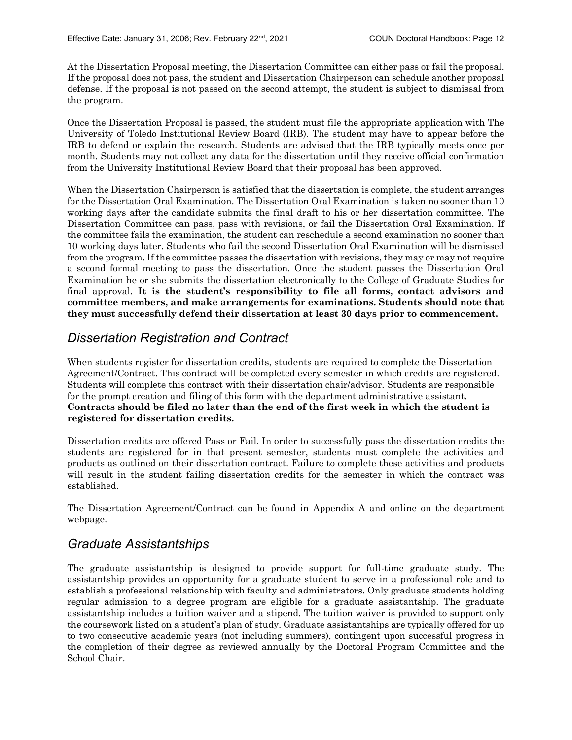At the Dissertation Proposal meeting, the Dissertation Committee can either pass or fail the proposal. If the proposal does not pass, the student and Dissertation Chairperson can schedule another proposal defense. If the proposal is not passed on the second attempt, the student is subject to dismissal from the program.

Once the Dissertation Proposal is passed, the student must file the appropriate application with The University of Toledo Institutional Review Board (IRB). The student may have to appear before the IRB to defend or explain the research. Students are advised that the IRB typically meets once per month. Students may not collect any data for the dissertation until they receive official confirmation from the University Institutional Review Board that their proposal has been approved.

When the Dissertation Chairperson is satisfied that the dissertation is complete, the student arranges for the Dissertation Oral Examination. The Dissertation Oral Examination is taken no sooner than 10 working days after the candidate submits the final draft to his or her dissertation committee. The Dissertation Committee can pass, pass with revisions, or fail the Dissertation Oral Examination. If the committee fails the examination, the student can reschedule a second examination no sooner than 10 working days later. Students who fail the second Dissertation Oral Examination will be dismissed from the program. If the committee passes the dissertation with revisions, they may or may not require a second formal meeting to pass the dissertation. Once the student passes the Dissertation Oral Examination he or she submits the dissertation electronically to the College of Graduate Studies for final approval. **It is the student's responsibility to file all forms, contact advisors and committee members, and make arrangements for examinations. Students should note that they must successfully defend their dissertation at least 30 days prior to commencement.**

## *Dissertation Registration and Contract*

When students register for dissertation credits, students are required to complete the Dissertation Agreement/Contract. This contract will be completed every semester in which credits are registered. Students will complete this contract with their dissertation chair/advisor. Students are responsible for the prompt creation and filing of this form with the department administrative assistant. **Contracts should be filed no later than the end of the first week in which the student is registered for dissertation credits.**

Dissertation credits are offered Pass or Fail. In order to successfully pass the dissertation credits the students are registered for in that present semester, students must complete the activities and products as outlined on their dissertation contract. Failure to complete these activities and products will result in the student failing dissertation credits for the semester in which the contract was established.

The Dissertation Agreement/Contract can be found in Appendix A and online on the department webpage.

## *Graduate Assistantships*

The graduate assistantship is designed to provide support for full-time graduate study. The assistantship provides an opportunity for a graduate student to serve in a professional role and to establish a professional relationship with faculty and administrators. Only graduate students holding regular admission to a degree program are eligible for a graduate assistantship. The graduate assistantship includes a tuition waiver and a stipend. The tuition waiver is provided to support only the coursework listed on a student's plan of study. Graduate assistantships are typically offered for up to two consecutive academic years (not including summers), contingent upon successful progress in the completion of their degree as reviewed annually by the Doctoral Program Committee and the School Chair.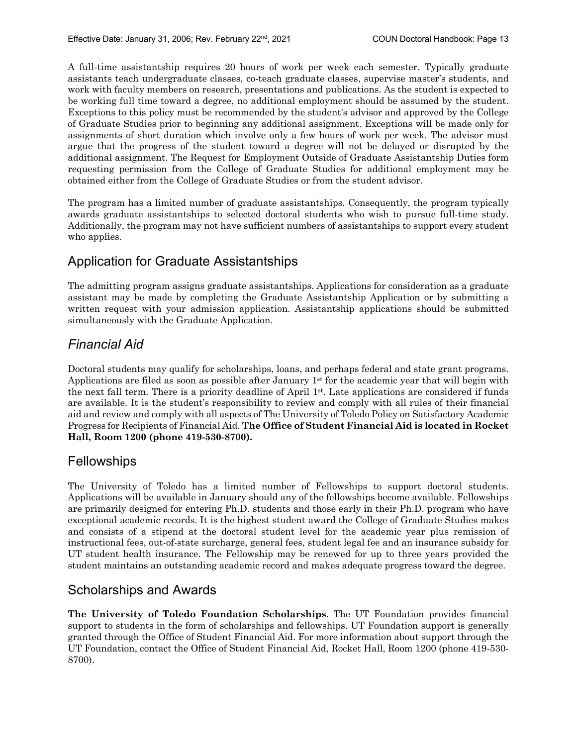A full-time assistantship requires 20 hours of work per week each semester. Typically graduate assistants teach undergraduate classes, co-teach graduate classes, supervise master's students, and work with faculty members on research, presentations and publications. As the student is expected to be working full time toward a degree, no additional employment should be assumed by the student. Exceptions to this policy must be recommended by the student's advisor and approved by the College of Graduate Studies prior to beginning any additional assignment. Exceptions will be made only for assignments of short duration which involve only a few hours of work per week. The advisor must argue that the progress of the student toward a degree will not be delayed or disrupted by the additional assignment. The Request for Employment Outside of Graduate Assistantship Duties form requesting permission from the College of Graduate Studies for additional employment may be obtained either from the College of Graduate Studies or from the student advisor.

The program has a limited number of graduate assistantships. Consequently, the program typically awards graduate assistantships to selected doctoral students who wish to pursue full-time study. Additionally, the program may not have sufficient numbers of assistantships to support every student who applies.

## Application for Graduate Assistantships

The admitting program assigns graduate assistantships. Applications for consideration as a graduate assistant may be made by completing the Graduate Assistantship Application or by submitting a written request with your admission application. Assistantship applications should be submitted simultaneously with the Graduate Application.

## *Financial Aid*

Doctoral students may qualify for scholarships, loans, and perhaps federal and state grant programs. Applications are filed as soon as possible after January 1st for the academic year that will begin with the next fall term. There is a priority deadline of April 1st. Late applications are considered if funds are available. It is the student's responsibility to review and comply with all rules of their financial aid and review and comply with all aspects of The University of Toledo Policy on Satisfactory Academic Progress for Recipients of Financial Aid. **The Office of Student Financial Aid is located in Rocket Hall, Room 1200 (phone 419-530-8700).**

## Fellowships

The University of Toledo has a limited number of Fellowships to support doctoral students. Applications will be available in January should any of the fellowships become available. Fellowships are primarily designed for entering Ph.D. students and those early in their Ph.D. program who have exceptional academic records. It is the highest student award the College of Graduate Studies makes and consists of a stipend at the doctoral student level for the academic year plus remission of instructional fees, out-of-state surcharge, general fees, student legal fee and an insurance subsidy for UT student health insurance. The Fellowship may be renewed for up to three years provided the student maintains an outstanding academic record and makes adequate progress toward the degree.

## Scholarships and Awards

**The University of Toledo Foundation Scholarships**. The UT Foundation provides financial support to students in the form of scholarships and fellowships. UT Foundation support is generally granted through the Office of Student Financial Aid. For more information about support through the UT Foundation, contact the Office of Student Financial Aid, Rocket Hall, Room 1200 (phone 419-530-8700).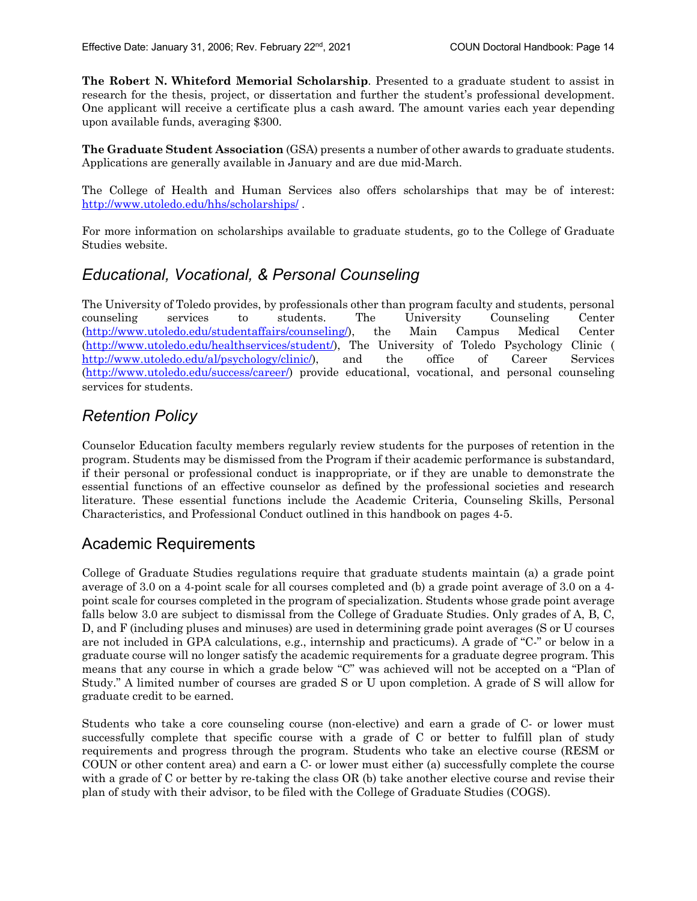**The Robert N. Whiteford Memorial Scholarship**. Presented to a graduate student to assist in research for the thesis, project, or dissertation and further the student's professional development. One applicant will receive a certificate plus a cash award. The amount varies each year depending upon available funds, averaging $300.

**The Graduate Student Association** (GSA) presents a number of other awards to graduate students. Applications are generally available in January and are due mid-March.

The College of Health and Human Services also offers scholarships that may be of interest: http://www.utoledo.edu/hhs/scholarships/ .

For more information on scholarships available to graduate students, go to the College of Graduate Studies website.

## *Educational, Vocational, & Personal Counseling*

The University of Toledo provides, by professionals other than program faculty and students, personal counseling services to students. The University Counseling Center (http://www.utoledo.edu/studentaffairs/counseling/), the Main Campus Medical Center (http://www.utoledo.edu/healthservices/student/), The University of Toledo Psychology Clinic ( http://www.utoledo.edu/al/psychology/clinic/), and the office of Career Services (http://www.utoledo.edu/success/career/) provide educational, vocational, and personal counseling services for students.

## *Retention Policy*

Counselor Education faculty members regularly review students for the purposes of retention in the program. Students may be dismissed from the Program if their academic performance is substandard, if their personal or professional conduct is inappropriate, or if they are unable to demonstrate the essential functions of an effective counselor as defined by the professional societies and research literature. These essential functions include the Academic Criteria, Counseling Skills, Personal Characteristics, and Professional Conduct outlined in this handbook on pages 4-5.

## Academic Requirements

College of Graduate Studies regulations require that graduate students maintain (a) a grade point average of 3.0 on a 4-point scale for all courses completed and (b) a grade point average of 3.0 on a 4-point scale for courses completed in the program of specialization. Students whose grade point average falls below 3.0 are subject to dismissal from the College of Graduate Studies. Only grades of A, B, C, D, and F (including pluses and minuses) are used in determining grade point averages (S or U courses are not included in GPA calculations, e.g., internship and practicums). A grade of "C-" or below in a graduate course will no longer satisfy the academic requirements for a graduate degree program. This means that any course in which a grade below "C" was achieved will not be accepted on a "Plan of Study." A limited number of courses are graded S or U upon completion. A grade of S will allow for graduate credit to be earned.

Students who take a core counseling course (non-elective) and earn a grade of C- or lower must successfully complete that specific course with a grade of C or better to fulfill plan of study requirements and progress through the program. Students who take an elective course (RESM or COUN or other content area) and earn a C- or lower must either (a) successfully complete the course with a grade of C or better by re-taking the class OR (b) take another elective course and revise their plan of study with their advisor, to be filed with the College of Graduate Studies (COGS).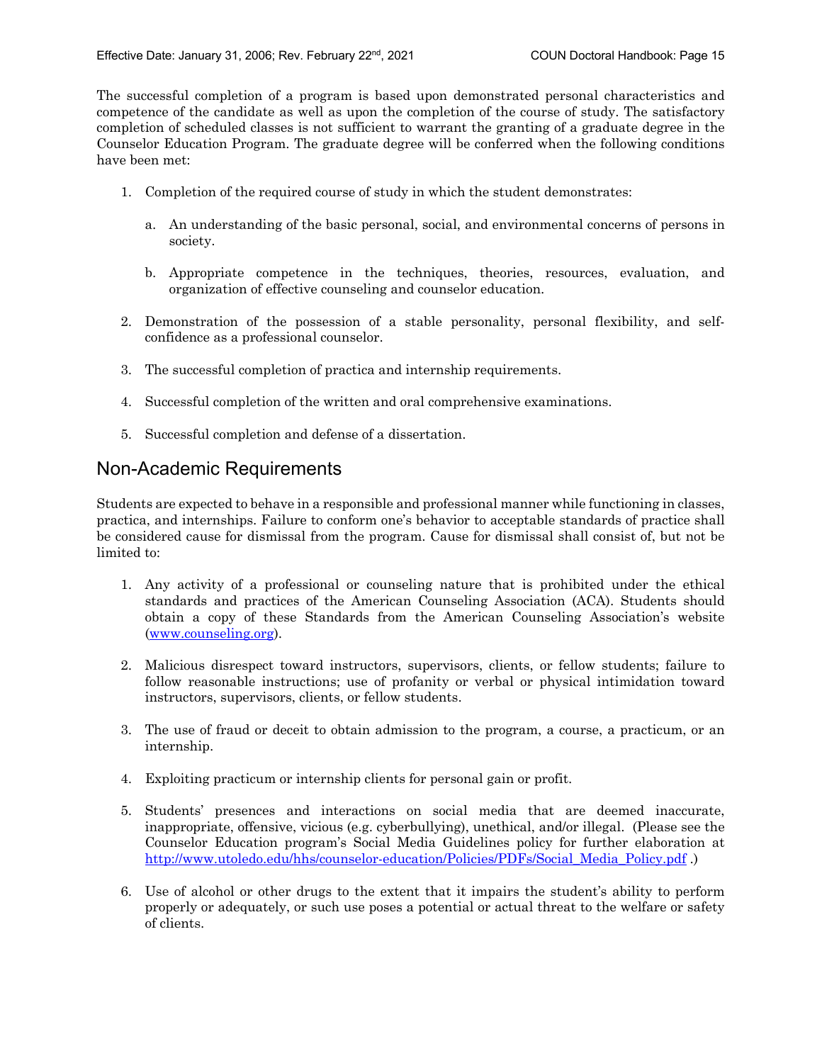The successful completion of a program is based upon demonstrated personal characteristics and competence of the candidate as well as upon the completion of the course of study. The satisfactory completion of scheduled classes is not sufficient to warrant the granting of a graduate degree in the Counselor Education Program. The graduate degree will be conferred when the following conditions have been met:

1. Completion of the required course of study in which the student demonstrates:

   a. An understanding of the basic personal, social, and environmental concerns of persons in society.

   b. Appropriate competence in the techniques, theories, resources, evaluation, and organization of effective counseling and counselor education.

2. Demonstration of the possession of a stable personality, personal flexibility, and self-confidence as a professional counselor.

3. The successful completion of practica and internship requirements.

4. Successful completion of the written and oral comprehensive examinations.

5. Successful completion and defense of a dissertation.

## Non-Academic Requirements

Students are expected to behave in a responsible and professional manner while functioning in classes, practica, and internships. Failure to conform one's behavior to acceptable standards of practice shall be considered cause for dismissal from the program. Cause for dismissal shall consist of, but not be limited to:

1. Any activity of a professional or counseling nature that is prohibited under the ethical standards and practices of the American Counseling Association (ACA). Students should obtain a copy of these Standards from the American Counseling Association's website (www.counseling.org).

2. Malicious disrespect toward instructors, supervisors, clients, or fellow students; failure to follow reasonable instructions; use of profanity or verbal or physical intimidation toward instructors, supervisors, clients, or fellow students.

3. The use of fraud or deceit to obtain admission to the program, a course, a practicum, or an internship.

4. Exploiting practicum or internship clients for personal gain or profit.

5. Students' presences and interactions on social media that are deemed inaccurate, inappropriate, offensive, vicious (e.g. cyberbullying), unethical, and/or illegal. (Please see the Counselor Education program's Social Media Guidelines policy for further elaboration at http://www.utoledo.edu/hhs/counselor-education/Policies/PDFs/Social_Media_Policy.pdf .)

6. Use of alcohol or other drugs to the extent that it impairs the student's ability to perform properly or adequately, or such use poses a potential or actual threat to the welfare or safety of clients.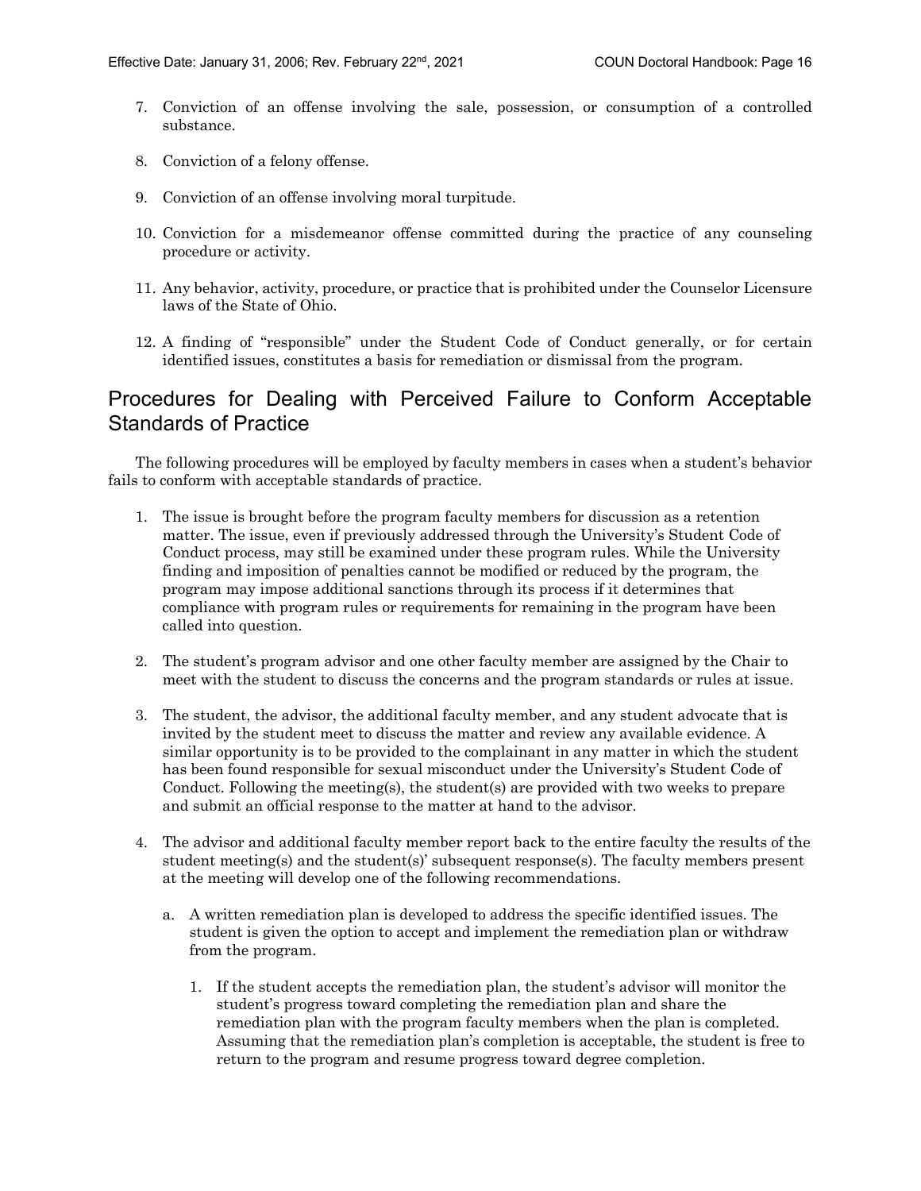7. Conviction of an offense involving the sale, possession, or consumption of a controlled substance.

8. Conviction of a felony offense.

9. Conviction of an offense involving moral turpitude.

10. Conviction for a misdemeanor offense committed during the practice of any counseling procedure or activity.

11. Any behavior, activity, procedure, or practice that is prohibited under the Counselor Licensure laws of the State of Ohio.

12. A finding of "responsible" under the Student Code of Conduct generally, or for certain identified issues, constitutes a basis for remediation or dismissal from the program.

## Procedures for Dealing with Perceived Failure to Conform Acceptable Standards of Practice

The following procedures will be employed by faculty members in cases when a student's behavior fails to conform with acceptable standards of practice.

1. The issue is brought before the program faculty members for discussion as a retention matter. The issue, even if previously addressed through the University's Student Code of Conduct process, may still be examined under these program rules. While the University finding and imposition of penalties cannot be modified or reduced by the program, the program may impose additional sanctions through its process if it determines that compliance with program rules or requirements for remaining in the program have been called into question.

2. The student's program advisor and one other faculty member are assigned by the Chair to meet with the student to discuss the concerns and the program standards or rules at issue.

3. The student, the advisor, the additional faculty member, and any student advocate that is invited by the student meet to discuss the matter and review any available evidence. A similar opportunity is to be provided to the complainant in any matter in which the student has been found responsible for sexual misconduct under the University's Student Code of Conduct. Following the meeting(s), the student(s) are provided with two weeks to prepare and submit an official response to the matter at hand to the advisor.

4. The advisor and additional faculty member report back to the entire faculty the results of the student meeting(s) and the student(s)' subsequent response(s). The faculty members present at the meeting will develop one of the following recommendations.

   a. A written remediation plan is developed to address the specific identified issues. The student is given the option to accept and implement the remediation plan or withdraw from the program.

      1. If the student accepts the remediation plan, the student's advisor will monitor the student's progress toward completing the remediation plan and share the remediation plan with the program faculty members when the plan is completed. Assuming that the remediation plan's completion is acceptable, the student is free to return to the program and resume progress toward degree completion.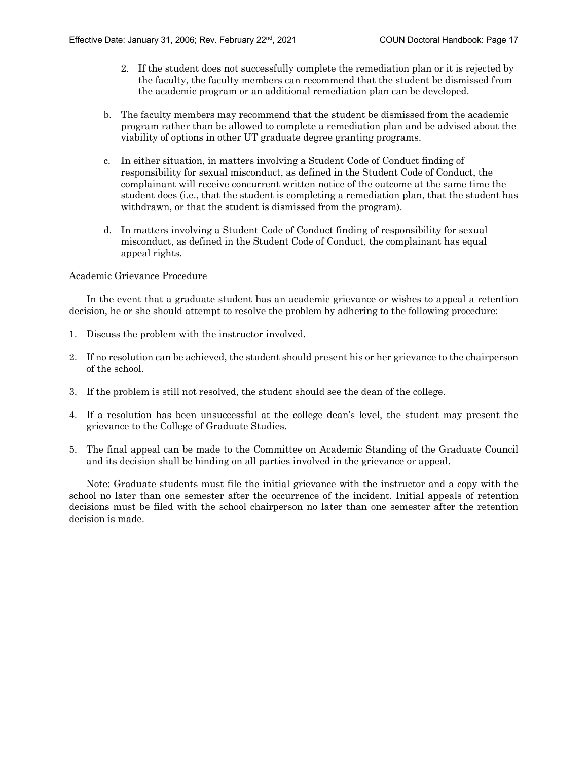2. If the student does not successfully complete the remediation plan or it is rejected by the faculty, the faculty members can recommend that the student be dismissed from the academic program or an additional remediation plan can be developed.

b. The faculty members may recommend that the student be dismissed from the academic program rather than be allowed to complete a remediation plan and be advised about the viability of options in other UT graduate degree granting programs.

c. In either situation, in matters involving a Student Code of Conduct finding of responsibility for sexual misconduct, as defined in the Student Code of Conduct, the complainant will receive concurrent written notice of the outcome at the same time the student does (i.e., that the student is completing a remediation plan, that the student has withdrawn, or that the student is dismissed from the program).

d. In matters involving a Student Code of Conduct finding of responsibility for sexual misconduct, as defined in the Student Code of Conduct, the complainant has equal appeal rights.

Academic Grievance Procedure

In the event that a graduate student has an academic grievance or wishes to appeal a retention decision, he or she should attempt to resolve the problem by adhering to the following procedure:

1. Discuss the problem with the instructor involved.

2. If no resolution can be achieved, the student should present his or her grievance to the chairperson of the school.

3. If the problem is still not resolved, the student should see the dean of the college.

4. If a resolution has been unsuccessful at the college dean's level, the student may present the grievance to the College of Graduate Studies.

5. The final appeal can be made to the Committee on Academic Standing of the Graduate Council and its decision shall be binding on all parties involved in the grievance or appeal.

Note: Graduate students must file the initial grievance with the instructor and a copy with the school no later than one semester after the occurrence of the incident. Initial appeals of retention decisions must be filed with the school chairperson no later than one semester after the retention decision is made.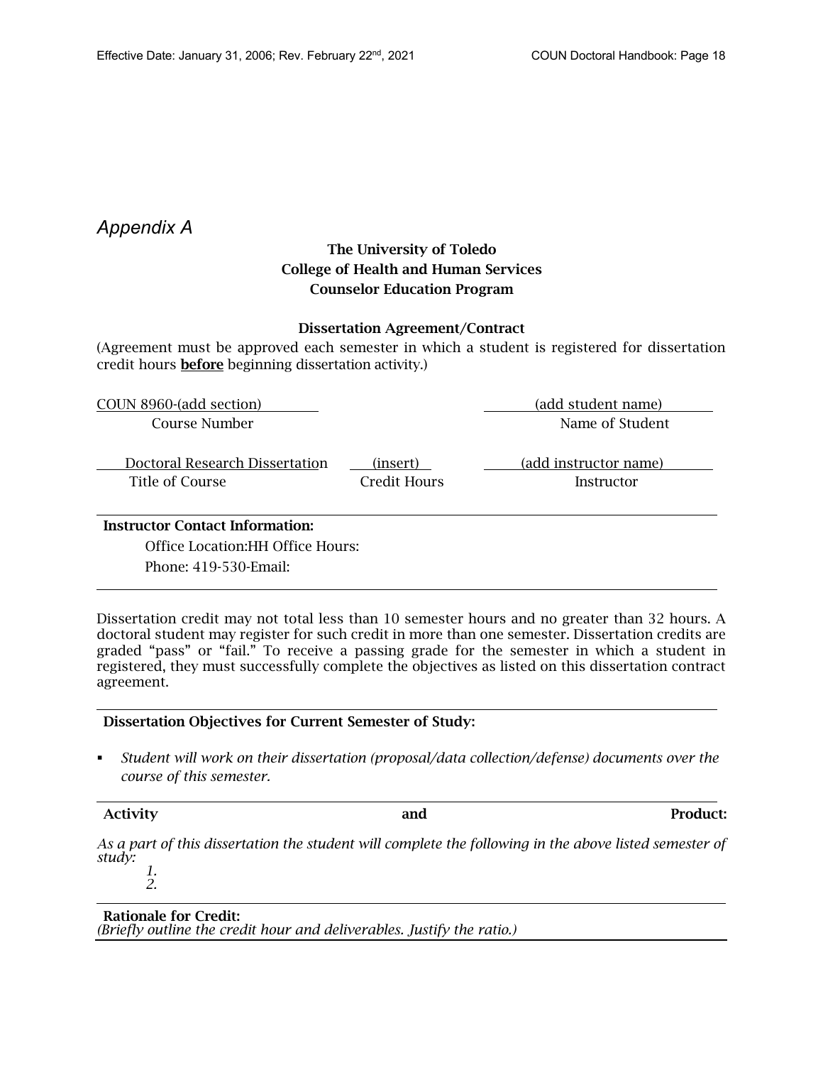*Appendix A*

**The University of Toledo**
**College of Health and Human Services**
**Counselor Education Program**

**Dissertation Agreement/Contract**

(Agreement must be approved each semester in which a student is registered for dissertation credit hours **before** beginning dissertation activity.)

| COUN 8960-(add section) | | (add student name) |
|---|---|---|
| Course Number | | Name of Student |
| Doctoral Research Dissertation | (insert) | (add instructor name) |
| Title of Course | Credit Hours | Instructor |

**Instructor Contact Information:**

Office Location:HH Office Hours:

Phone: 419-530-Email:

Dissertation credit may not total less than 10 semester hours and no greater than 32 hours. A doctoral student may register for such credit in more than one semester. Dissertation credits are graded "pass" or "fail." To receive a passing grade for the semester in which a student in registered, they must successfully complete the objectives as listed on this dissertation contract agreement.

**Dissertation Objectives for Current Semester of Study:**

- *Student will work on their dissertation (proposal/data collection/defense) documents over the course of this semester.*

**Activity and Product:**

*As a part of this dissertation the student will complete the following in the above listed semester of study:*

*1.*
*2.*

**Rationale for Credit:**
*(Briefly outline the credit hour and deliverables. Justify the ratio.)*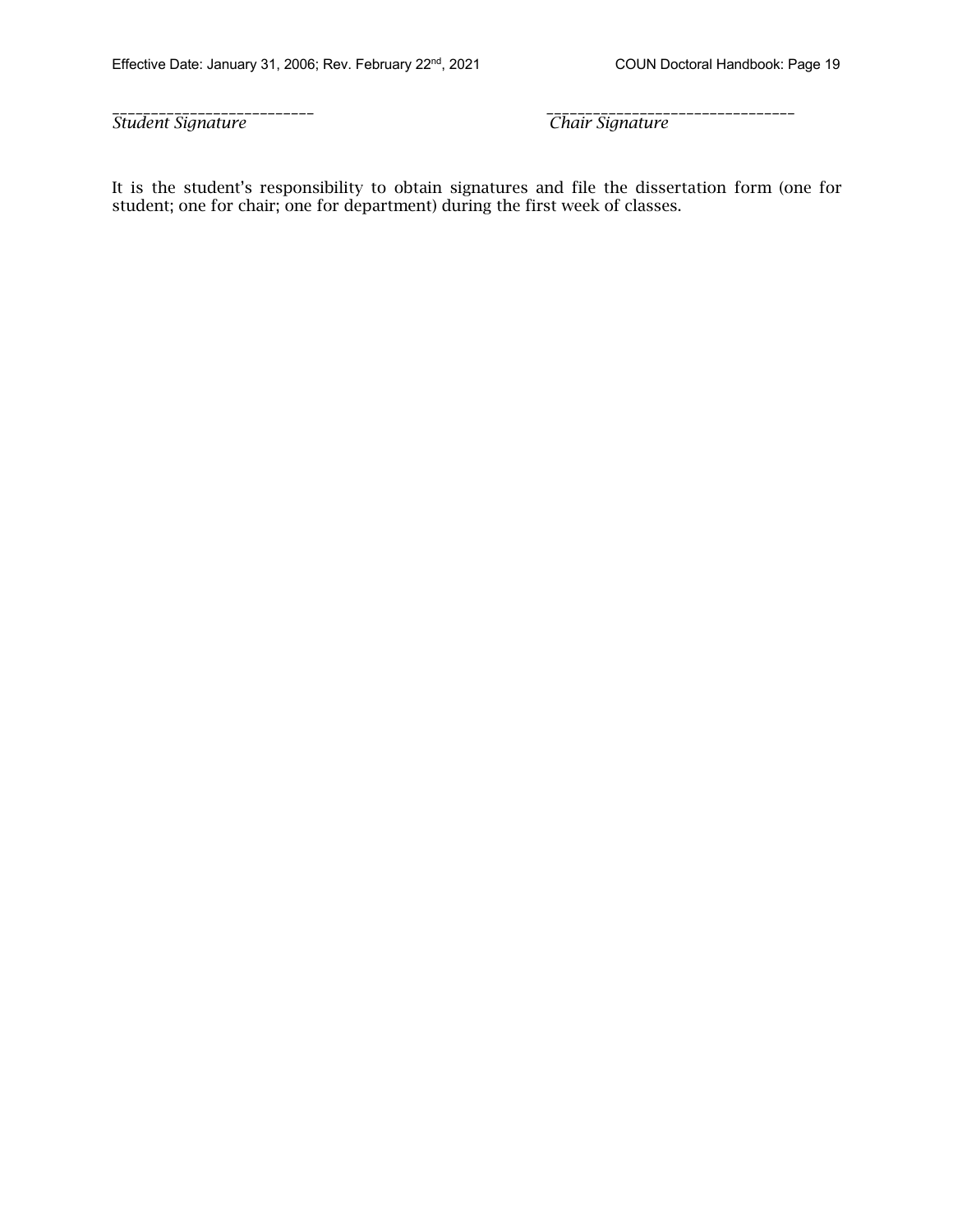_____________________________ *Student Signature*

___________________________________ *Chair Signature*

It is the student's responsibility to obtain signatures and file the dissertation form (one for student; one for chair; one for department) during the first week of classes.